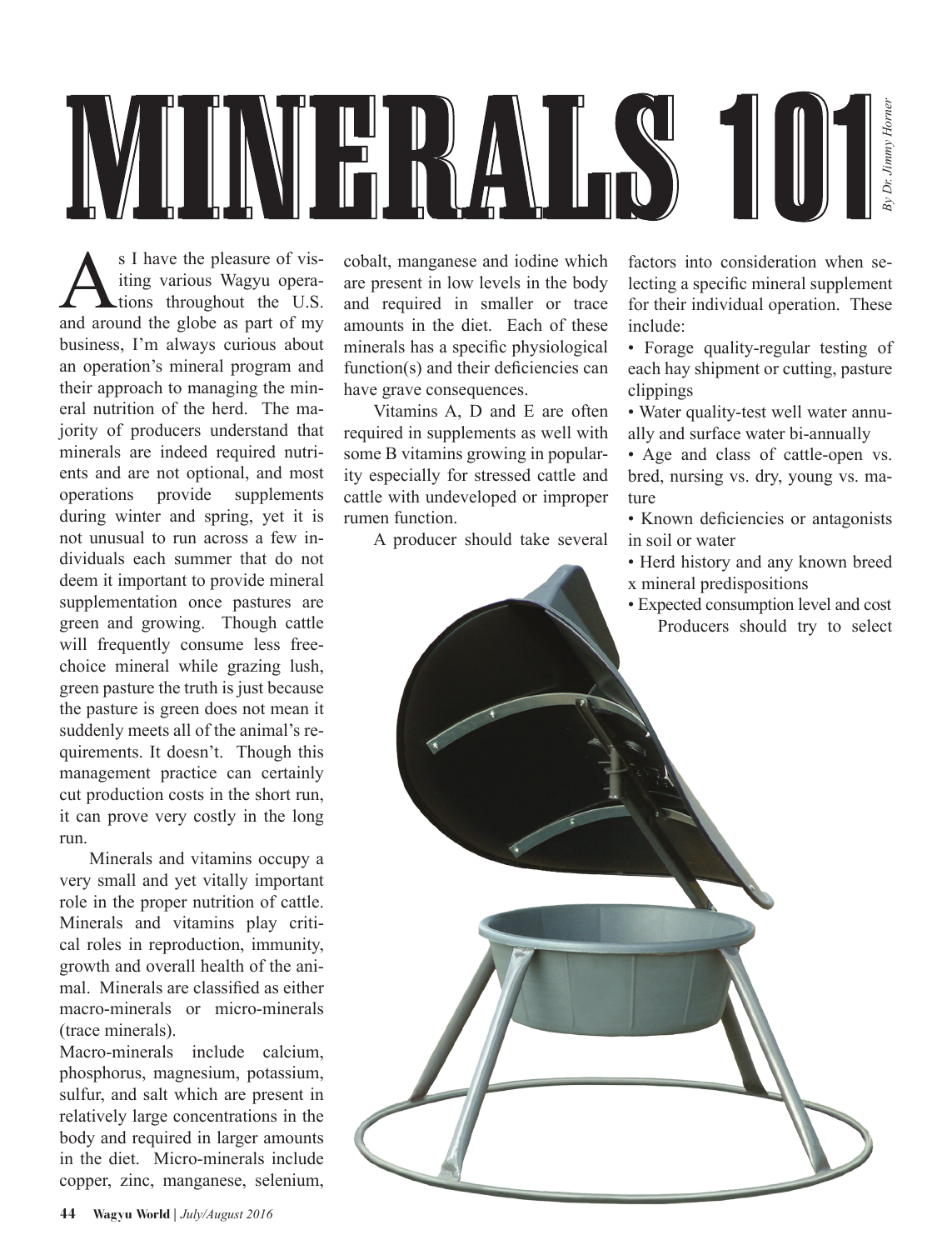# MINERALS 101

*By Dr. Jimmy Horner*

As I have the pleasure of visiting various Wagyu operations throughout the U.S. and around the globe as part of my business, I'm always curious about an operation's mineral program and their approach to managing the mineral nutrition of the herd. The majority of producers understand that minerals are indeed required nutrients and are not optional, and most operations provide supplements during winter and spring, yet it is not unusual to run across a few individuals each summer that do not deem it important to provide mineral supplementation once pastures are green and growing. Though cattle will frequently consume less free-choice mineral while grazing lush, green pasture the truth is just because the pasture is green does not mean it suddenly meets all of the animal's requirements. It doesn't. Though this management practice can certainly cut production costs in the short run, it can prove very costly in the long run.

Minerals and vitamins occupy a very small and yet vitally important role in the proper nutrition of cattle. Minerals and vitamins play critical roles in reproduction, immunity, growth and overall health of the animal. Minerals are classified as either macro-minerals or micro-minerals (trace minerals).

Macro-minerals include calcium, phosphorus, magnesium, potassium, sulfur, and salt which are present in relatively large concentrations in the body and required in larger amounts in the diet. Micro-minerals include copper, zinc, manganese, selenium, cobalt, manganese and iodine which are present in low levels in the body and required in smaller or trace amounts in the diet. Each of these minerals has a specific physiological function(s) and their deficiencies can have grave consequences.

Vitamins A, D and E are often required in supplements as well with some B vitamins growing in popularity especially for stressed cattle and cattle with undeveloped or improper rumen function.

A producer should take several factors into consideration when selecting a specific mineral supplement for their individual operation. These include:

- Forage quality-regular testing of each hay shipment or cutting, pasture clippings
- Water quality-test well water annually and surface water bi-annually
- Age and class of cattle-open vs. bred, nursing vs. dry, young vs. mature
- Known deficiencies or antagonists in soil or water
- Herd history and any known breed x mineral predispositions
- Expected consumption level and cost

Producers should try to select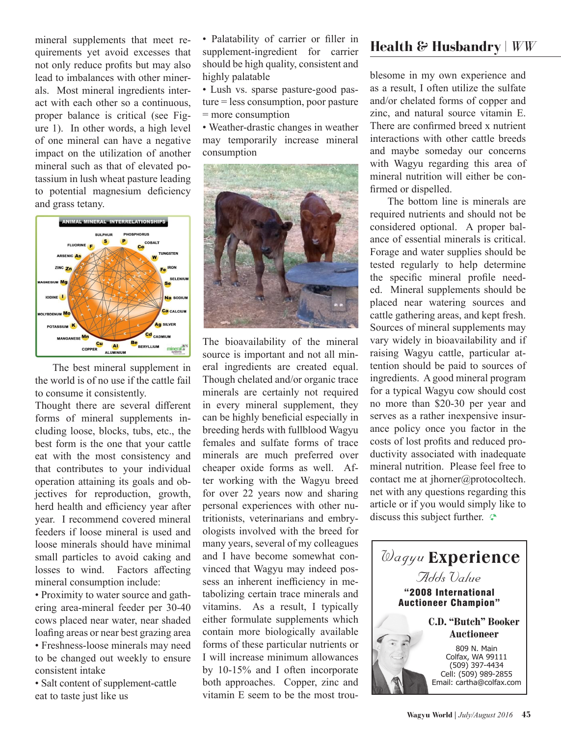mineral supplements that meet requirements yet avoid excesses that not only reduce profits but may also lead to imbalances with other minerals. Most mineral ingredients interact with each other so a continuous, proper balance is critical (see Figure 1). In other words, a high level of one mineral can have a negative impact on the utilization of another mineral such as that of elevated potassium in lush wheat pasture leading to potential magnesium deficiency and grass tetany.

ANIMAL MINERAL INTERRELATIONSHIPS

SULPHUR S
PHOSPHORUS P
COBALT Co
FLUORINE F
TUNGSTEN W
ARSENIC As
IRON Fe
ZINC Zn
SELENIUM Se
MAGNESIUM Mg
SODIUM Na
IODINE I
CALCIUM Ca
MOLYBDENUM Mo
SILVER Ag
POTASSIUM K
CADMIUM Cd
MANGANESE Mn
BERYLLIUM Be
COPPER Cu
ALUMINIUM Al

The best mineral supplement in the world is of no use if the cattle fail to consume it consistently.

Thought there are several different forms of mineral supplements including loose, blocks, tubs, etc., the best form is the one that your cattle eat with the most consistency and that contributes to your individual operation attaining its goals and objectives for reproduction, growth, herd health and efficiency year after year. I recommend covered mineral feeders if loose mineral is used and loose minerals should have minimal small particles to avoid caking and losses to wind. Factors affecting mineral consumption include:

- Proximity to water source and gathering area-mineral feeder per 30-40 cows placed near water, near shaded loafing areas or near best grazing area
- Freshness-loose minerals may need to be changed out weekly to ensure consistent intake
- Salt content of supplement-cattle eat to taste just like us
- Palatability of carrier or filler in supplement-ingredient for carrier should be high quality, consistent and highly palatable
- Lush vs. sparse pasture-good pasture = less consumption, poor pasture = more consumption
- Weather-drastic changes in weather may temporarily increase mineral consumption

The bioavailability of the mineral source is important and not all mineral ingredients are created equal. Though chelated and/or organic trace minerals are certainly not required in every mineral supplement, they can be highly beneficial especially in breeding herds with fullblood Wagyu females and sulfate forms of trace minerals are much preferred over cheaper oxide forms as well. After working with the Wagyu breed for over 22 years now and sharing personal experiences with other nutritionists, veterinarians and embryologists involved with the breed for many years, several of my colleagues and I have become somewhat convinced that Wagyu may indeed possess an inherent inefficiency in metabolizing certain trace minerals and vitamins. As a result, I typically either formulate supplements which contain more biologically available forms of these particular nutrients or I will increase minimum allowances by 10-15% and I often incorporate both approaches. Copper, zinc and vitamin E seem to be the most troublesome in my own experience and as a result, I often utilize the sulfate and/or chelated forms of copper and zinc, and natural source vitamin E. There are confirmed breed x nutrient interactions with other cattle breeds and maybe someday our concerns with Wagyu regarding this area of mineral nutrition will either be confirmed or dispelled.

The bottom line is minerals are required nutrients and should not be considered optional. A proper balance of essential minerals is critical. Forage and water supplies should be tested regularly to help determine the specific mineral profile needed. Mineral supplements should be placed near watering sources and cattle gathering areas, and kept fresh. Sources of mineral supplements may vary widely in bioavailability and if raising Wagyu cattle, particular attention should be paid to sources of ingredients. A good mineral program for a typical Wagyu cow should cost no more than $20-30 per year and serves as a rather inexpensive insurance policy once you factor in the costs of lost profits and reduced productivity associated with inadequate mineral nutrition. Please feel free to contact me at jhorner@protocoltech.net with any questions regarding this article or if you would simply like to discuss this subject further.

*Wagyu* **Experience**

*Adds Value*

**"2008 International Auctioneer Champion"**

**C.D. "Butch" Booker**
**Auctioneer**

809 N. Main
Colfax, WA 99111
(509) 397-4434
Cell: (509) 989-2855
Email: cartha@colfax.com